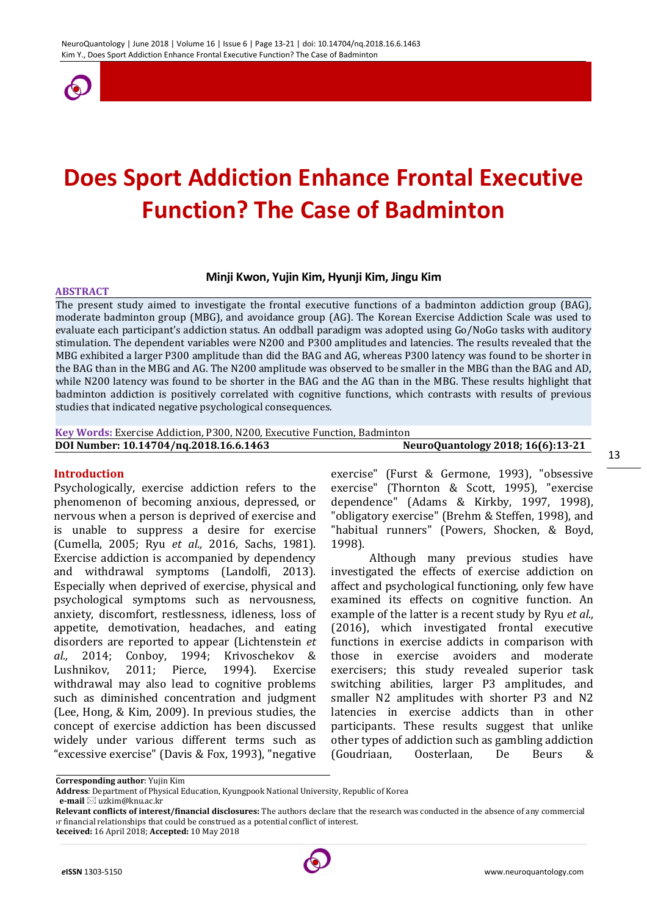# Does Sport Addiction Enhance Frontal Executive Function? The Case of Badminton

**Minji Kwon, Yujin Kim, Hyunji Kim, Jingu Kim**

**ABSTRACT**

The present study aimed to investigate the frontal executive functions of a badminton addiction group (BAG), moderate badminton group (MBG), and avoidance group (AG). The Korean Exercise Addiction Scale was used to evaluate each participant's addiction status. An oddball paradigm was adopted using Go/NoGo tasks with auditory stimulation. The dependent variables were N200 and P300 amplitudes and latencies. The results revealed that the MBG exhibited a larger P300 amplitude than did the BAG and AG, whereas P300 latency was found to be shorter in the BAG than in the MBG and AG. The N200 amplitude was observed to be smaller in the MBG than the BAG and AD, while N200 latency was found to be shorter in the BAG and the AG than in the MBG. These results highlight that badminton addiction is positively correlated with cognitive functions, which contrasts with results of previous studies that indicated negative psychological consequences.

**Key Words:** Exercise Addiction, P300, N200, Executive Function, Badminton

**DOI Number: 10.14704/nq.2018.16.6.1463** **NeuroQuantology 2018; 16(6):13-21**

## Introduction

Psychologically, exercise addiction refers to the phenomenon of becoming anxious, depressed, or nervous when a person is deprived of exercise and is unable to suppress a desire for exercise (Cumella, 2005; Ryu *et al.,* 2016, Sachs, 1981). Exercise addiction is accompanied by dependency and withdrawal symptoms (Landolfi, 2013). Especially when deprived of exercise, physical and psychological symptoms such as nervousness, anxiety, discomfort, restlessness, idleness, loss of appetite, demotivation, headaches, and eating disorders are reported to appear (Lichtenstein *et al.,* 2014; Conboy, 1994; Krivoschekov & Lushnikov, 2011; Pierce, 1994). Exercise withdrawal may also lead to cognitive problems such as diminished concentration and judgment (Lee, Hong, & Kim, 2009). In previous studies, the concept of exercise addiction has been discussed widely under various different terms such as "excessive exercise" (Davis & Fox, 1993), "negative exercise" (Furst & Germone, 1993), "obsessive exercise" (Thornton & Scott, 1995), "exercise dependence" (Adams & Kirkby, 1997, 1998), "obligatory exercise" (Brehm & Steffen, 1998), and "habitual runners" (Powers, Shocken, & Boyd, 1998).

Although many previous studies have investigated the effects of exercise addiction on affect and psychological functioning, only few have examined its effects on cognitive function. An example of the latter is a recent study by Ryu *et al.,* (2016), which investigated frontal executive functions in exercise addicts in comparison with those in exercise avoiders and moderate exercisers; this study revealed superior task switching abilities, larger P3 amplitudes, and smaller N2 amplitudes with shorter P3 and N2 latencies in exercise addicts than in other participants. These results suggest that unlike other types of addiction such as gambling addiction (Goudriaan, Oosterlaan, De Beurs &

---

**Corresponding author**: Yujin Kim

**Address**: Department of Physical Education, Kyungpook National University, Republic of Korea

**e-mail** ✉ uzkim@knu.ac.kr

**Relevant conflicts of interest/financial disclosures:** The authors declare that the research was conducted in the absence of any commercial or financial relationships that could be construed as a potential conflict of interest.

**Received:** 16 April 2018; **Accepted:** 10 May 2018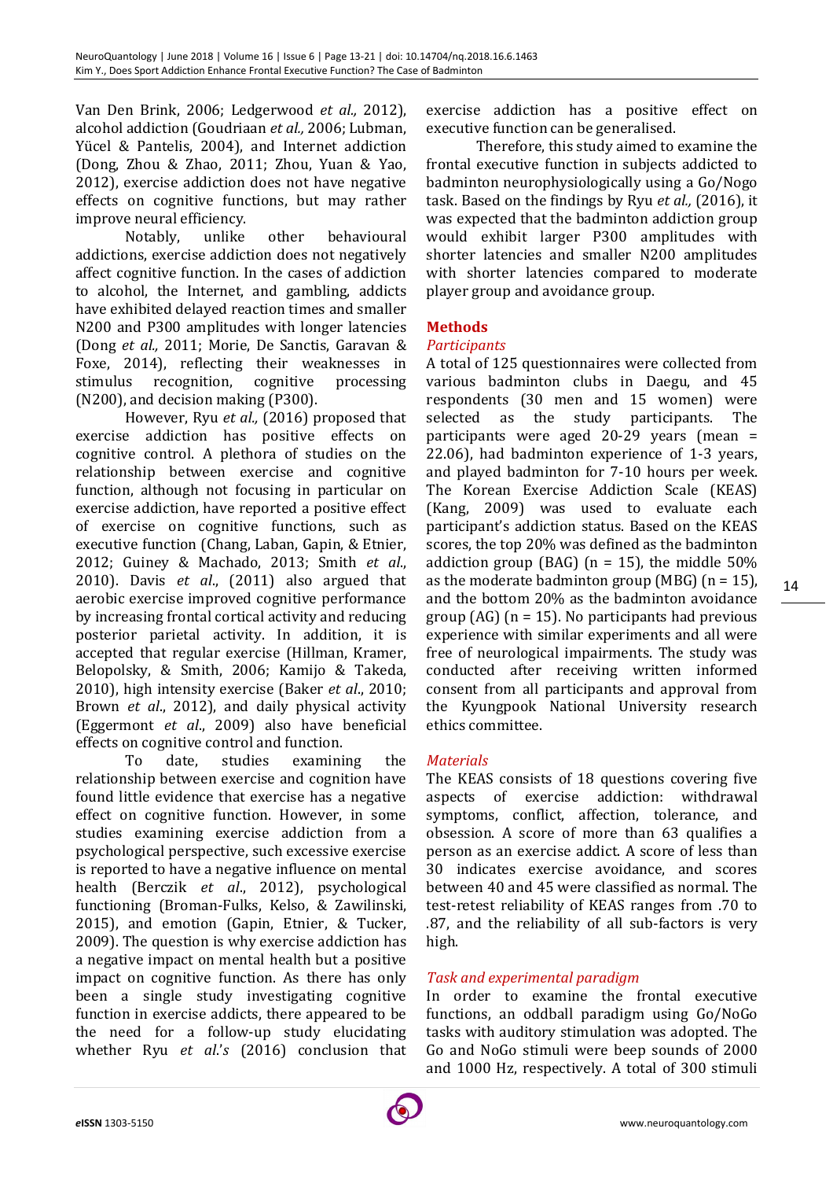Van Den Brink, 2006; Ledgerwood *et al.,* 2012), alcohol addiction (Goudriaan *et al.,* 2006; Lubman, Yücel & Pantelis, 2004), and Internet addiction (Dong, Zhou & Zhao, 2011; Zhou, Yuan & Yao, 2012), exercise addiction does not have negative effects on cognitive functions, but may rather improve neural efficiency.

Notably, unlike other behavioural addictions, exercise addiction does not negatively affect cognitive function. In the cases of addiction to alcohol, the Internet, and gambling, addicts have exhibited delayed reaction times and smaller N200 and P300 amplitudes with longer latencies (Dong *et al.,* 2011; Morie, De Sanctis, Garavan & Foxe, 2014), reflecting their weaknesses in stimulus recognition, cognitive processing (N200), and decision making (P300).

However, Ryu *et al.,* (2016) proposed that exercise addiction has positive effects on cognitive control. A plethora of studies on the relationship between exercise and cognitive function, although not focusing in particular on exercise addiction, have reported a positive effect of exercise on cognitive functions, such as executive function (Chang, Laban, Gapin, & Etnier, 2012; Guiney & Machado, 2013; Smith *et al.*, 2010). Davis *et al.*, (2011) also argued that aerobic exercise improved cognitive performance by increasing frontal cortical activity and reducing posterior parietal activity. In addition, it is accepted that regular exercise (Hillman, Kramer, Belopolsky, & Smith, 2006; Kamijo & Takeda, 2010), high intensity exercise (Baker *et al*., 2010; Brown *et al*., 2012), and daily physical activity (Eggermont *et al*., 2009) also have beneficial effects on cognitive control and function.

To date, studies examining the relationship between exercise and cognition have found little evidence that exercise has a negative effect on cognitive function. However, in some studies examining exercise addiction from a psychological perspective, such excessive exercise is reported to have a negative influence on mental health (Berczik *et al*., 2012), psychological functioning (Broman-Fulks, Kelso, & Zawilinski, 2015), and emotion (Gapin, Etnier, & Tucker, 2009). The question is why exercise addiction has a negative impact on mental health but a positive impact on cognitive function. As there has only been a single study investigating cognitive function in exercise addicts, there appeared to be the need for a follow-up study elucidating whether Ryu *et al.'s* (2016) conclusion that exercise addiction has a positive effect on executive function can be generalised.

Therefore, this study aimed to examine the frontal executive function in subjects addicted to badminton neurophysiologically using a Go/Nogo task. Based on the findings by Ryu *et al.,* (2016), it was expected that the badminton addiction group would exhibit larger P300 amplitudes with shorter latencies and smaller N200 amplitudes with shorter latencies compared to moderate player group and avoidance group.

## Methods

### *Participants*

A total of 125 questionnaires were collected from various badminton clubs in Daegu, and 45 respondents (30 men and 15 women) were selected as the study participants. The participants were aged 20-29 years (mean = 22.06), had badminton experience of 1-3 years, and played badminton for 7-10 hours per week. The Korean Exercise Addiction Scale (KEAS) (Kang, 2009) was used to evaluate each participant's addiction status. Based on the KEAS scores, the top 20% was defined as the badminton addiction group (BAG) (n = 15), the middle 50% as the moderate badminton group (MBG) (n = 15), and the bottom 20% as the badminton avoidance group (AG) (n = 15). No participants had previous experience with similar experiments and all were free of neurological impairments. The study was conducted after receiving written informed consent from all participants and approval from the Kyungpook National University research ethics committee.

### *Materials*

The KEAS consists of 18 questions covering five aspects of exercise addiction: withdrawal symptoms, conflict, affection, tolerance, and obsession. A score of more than 63 qualifies a person as an exercise addict. A score of less than 30 indicates exercise avoidance, and scores between 40 and 45 were classified as normal. The test-retest reliability of KEAS ranges from .70 to .87, and the reliability of all sub-factors is very high.

### *Task and experimental paradigm*

In order to examine the frontal executive functions, an oddball paradigm using Go/NoGo tasks with auditory stimulation was adopted. The Go and NoGo stimuli were beep sounds of 2000 and 1000 Hz, respectively. A total of 300 stimuli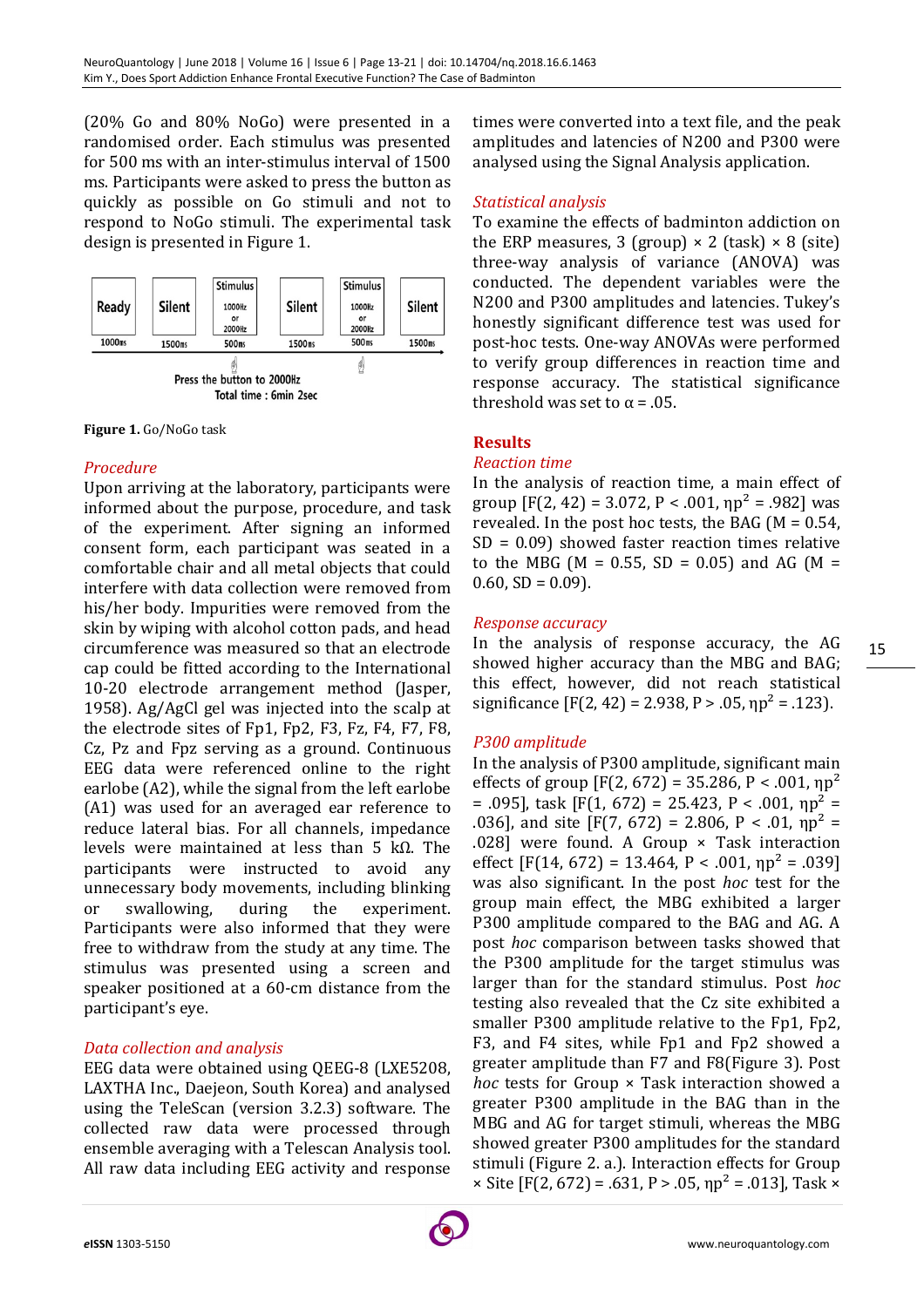(20% Go and 80% NoGo) were presented in a randomised order. Each stimulus was presented for 500 ms with an inter-stimulus interval of 1500 ms. Participants were asked to press the button as quickly as possible on Go stimuli and not to respond to NoGo stimuli. The experimental task design is presented in Figure 1.

| Ready | Silent | Stimulus 1000Hz or 2000Hz | Silent | Stimulus 1000Hz or 2000Hz | Silent |
| --- | --- | --- | --- | --- | --- |
| 1000ms | 1500ms | 500ms | 1500ms | 500ms | 1500ms |

Press the button to 2000Hz
Total time : 6min 2sec

**Figure 1.** Go/NoGo task

### *Procedure*

Upon arriving at the laboratory, participants were informed about the purpose, procedure, and task of the experiment. After signing an informed consent form, each participant was seated in a comfortable chair and all metal objects that could interfere with data collection were removed from his/her body. Impurities were removed from the skin by wiping with alcohol cotton pads, and head circumference was measured so that an electrode cap could be fitted according to the International 10-20 electrode arrangement method (Jasper, 1958). Ag/AgCl gel was injected into the scalp at the electrode sites of Fp1, Fp2, F3, Fz, F4, F7, F8, Cz, Pz and Fpz serving as a ground. Continuous EEG data were referenced online to the right earlobe (A2), while the signal from the left earlobe (A1) was used for an averaged ear reference to reduce lateral bias. For all channels, impedance levels were maintained at less than 5 kΩ. The participants were instructed to avoid any unnecessary body movements, including blinking or swallowing, during the experiment. Participants were also informed that they were free to withdraw from the study at any time. The stimulus was presented using a screen and speaker positioned at a 60-cm distance from the participant's eye.

### *Data collection and analysis*

EEG data were obtained using QEEG-8 (LXE5208, LAXTHA Inc., Daejeon, South Korea) and analysed using the TeleScan (version 3.2.3) software. The collected raw data were processed through ensemble averaging with a Telescan Analysis tool. All raw data including EEG activity and response times were converted into a text file, and the peak amplitudes and latencies of N200 and P300 were analysed using the Signal Analysis application.

### *Statistical analysis*

To examine the effects of badminton addiction on the ERP measures, 3 (group) × 2 (task) × 8 (site) three-way analysis of variance (ANOVA) was conducted. The dependent variables were the N200 and P300 amplitudes and latencies. Tukey's honestly significant difference test was used for post-hoc tests. One-way ANOVAs were performed to verify group differences in reaction time and response accuracy. The statistical significance threshold was set to $\alpha = .05$.

## Results

### *Reaction time*

In the analysis of reaction time, a main effect of group [$F(2, 42) = 3.072$, $P < .001$, $\eta p^2 = .982$] was revealed. In the post hoc tests, the BAG ($M = 0.54$, $SD = 0.09$) showed faster reaction times relative to the MBG ($M = 0.55$, $SD = 0.05$) and AG ($M = 0.60$, $SD = 0.09$).

### *Response accuracy*

In the analysis of response accuracy, the AG showed higher accuracy than the MBG and BAG; this effect, however, did not reach statistical significance [$F(2, 42) = 2.938$, $P > .05$, $\eta p^2 = .123$).

### *P300 amplitude*

In the analysis of P300 amplitude, significant main effects of group [$F(2, 672) = 35.286$, $P < .001$, $\eta p^2 = .095$], task [$F(1, 672) = 25.423$, $P < .001$, $\eta p^2 = .036$], and site [$F(7, 672) = 2.806$, $P < .01$, $\eta p^2 = .028$] were found. A Group × Task interaction effect [$F(14, 672) = 13.464$, $P < .001$, $\eta p^2 = .039$] was also significant. In the post *hoc* test for the group main effect, the MBG exhibited a larger P300 amplitude compared to the BAG and AG. A post *hoc* comparison between tasks showed that the P300 amplitude for the target stimulus was larger than for the standard stimulus. Post *hoc* testing also revealed that the Cz site exhibited a smaller P300 amplitude relative to the Fp1, Fp2, F3, and F4 sites, while Fp1 and Fp2 showed a greater amplitude than F7 and F8(Figure 3). Post *hoc* tests for Group × Task interaction showed a greater P300 amplitude in the BAG than in the MBG and AG for target stimuli, whereas the MBG showed greater P300 amplitudes for the standard stimuli (Figure 2. a.). Interaction effects for Group × Site [$F(2, 672) = .631$, $P > .05$, $\eta p^2 = .013$], Task ×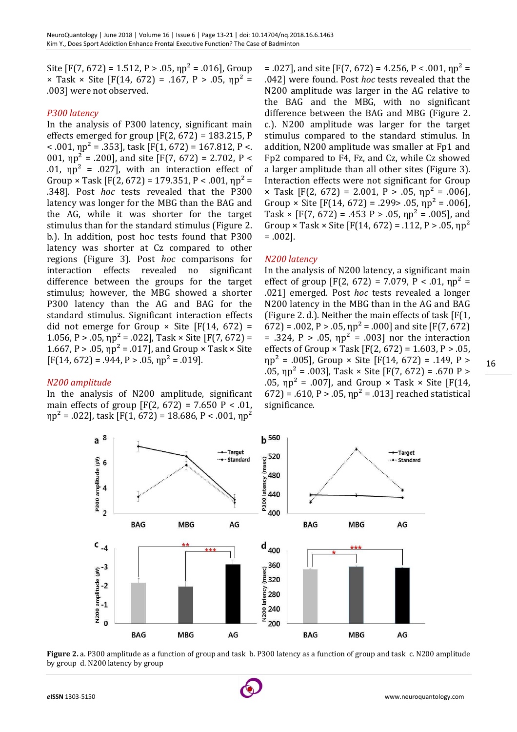Site [F(7, 672) = 1.512, P > .05, $\eta p^2$ = .016], Group × Task × Site [F(14, 672) = .167, P > .05, $\eta p^2$ = .003] were not observed.

### *P300 latency*

In the analysis of P300 latency, significant main effects emerged for group [F(2, 672) = 183.215, P < .001, $\eta p^2$ = .353], task [F(1, 672) = 167.812, P <. 001, $\eta p^2$ = .200], and site [F(7, 672) = 2.702, P < .01, $\eta p^2$ = .027], with an interaction effect of Group × Task [F(2, 672) = 179.351, P < .001, $\eta p^2$ = .348]. Post *hoc* tests revealed that the P300 latency was longer for the MBG than the BAG and the AG, while it was shorter for the target stimulus than for the standard stimulus (Figure 2. b.). In addition, post hoc tests found that P300 latency was shorter at Cz compared to other regions (Figure 3). Post *hoc* comparisons for interaction effects revealed no significant difference between the groups for the target stimulus; however, the MBG showed a shorter P300 latency than AG and BAG for the standard stimulus. Significant interaction effects did not emerge for Group × Site [F(14, 672) = 1.056, P > .05, $\eta p^2$ = .022], Task × Site [F(7, 672) = 1.667, P > .05, $\eta p^2$ = .017], and Group × Task × Site [F(14, 672) = .944, P > .05, $\eta p^2$ = .019].

### *N200 amplitude*

In the analysis of N200 amplitude, significant main effects of group [F(2, 672) = 7.650 P < .01, $\eta p^2$ = .022], task [F(1, 672) = 18.686, P < .001, $\eta p^2$ = .027], and site [F(7, 672) = 4.256, P < .001, $\eta p^2$ = .042] were found. Post *hoc* tests revealed that the N200 amplitude was larger in the AG relative to the BAG and the MBG, with no significant difference between the BAG and MBG (Figure 2. c.). N200 amplitude was larger for the target stimulus compared to the standard stimulus. In addition, N200 amplitude was smaller at Fp1 and Fp2 compared to F4, Fz, and Cz, while Cz showed a larger amplitude than all other sites (Figure 3). Interaction effects were not significant for Group × Task [F(2, 672) = 2.001, P > .05, $\eta p^2$ = .006], Group × Site [F(14, 672) = .299> .05, $\eta p^2$ = .006], Task × [F(7, 672) = .453 P > .05, $\eta p^2$ = .005], and Group × Task × Site [F(14, 672) = .112, P > .05, $\eta p^2$ = .002].

### *N200 latency*

In the analysis of N200 latency, a significant main effect of group [F(2, 672) = 7.079, P < .01, $\eta p^2$ = .021] emerged. Post *hoc* tests revealed a longer N200 latency in the MBG than in the AG and BAG (Figure 2. d.). Neither the main effects of task [F(1, 672) = .002, P > .05, $\eta p^2$ = .000] and site [F(7, 672) = .324, P > .05, $\eta p^2$ = .003] nor the interaction effects of Group × Task [F(2, 672) = 1.603, P > .05, $\eta p^2$ = .005], Group × Site [F(14, 672) = .149, P > .05, $\eta p^2$ = .003], Task × Site [F(7, 672) = .670 P > .05, $\eta p^2$ = .007], and Group × Task × Site [F(14, 672) = .610, P > .05, $\eta p^2$ = .013] reached statistical significance.

**Figure 2.** a. P300 amplitude as a function of group and task b. P300 latency as a function of group and task c. N200 amplitude by group d. N200 latency by group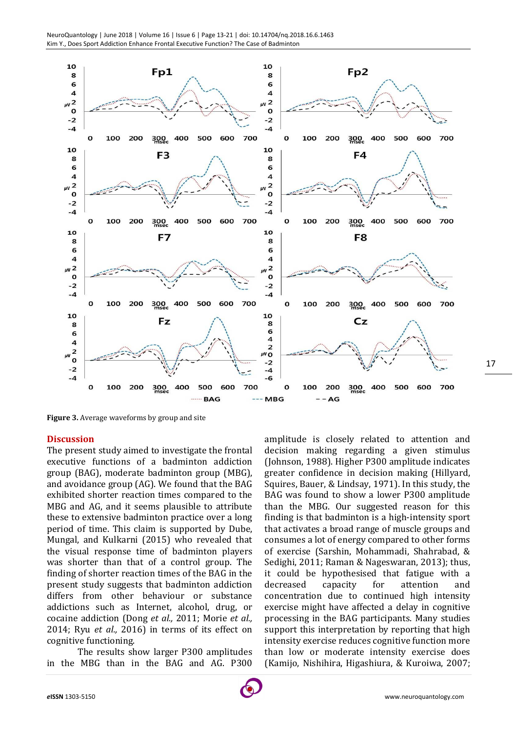Figure 3. Average waveforms by group and site

## Discussion

The present study aimed to investigate the frontal executive functions of a badminton addiction group (BAG), moderate badminton group (MBG), and avoidance group (AG). We found that the BAG exhibited shorter reaction times compared to the MBG and AG, and it seems plausible to attribute these to extensive badminton practice over a long period of time. This claim is supported by Dube, Mungal, and Kulkarni (2015) who revealed that the visual response time of badminton players was shorter than that of a control group. The finding of shorter reaction times of the BAG in the present study suggests that badminton addiction differs from other behaviour or substance addictions such as Internet, alcohol, drug, or cocaine addiction (Dong *et al.,* 2011; Morie *et al.,* 2014; Ryu *et al.,* 2016) in terms of its effect on cognitive functioning.

The results show larger P300 amplitudes in the MBG than in the BAG and AG. P300 amplitude is closely related to attention and decision making regarding a given stimulus (Johnson, 1988). Higher P300 amplitude indicates greater confidence in decision making (Hillyard, Squires, Bauer, & Lindsay, 1971). In this study, the BAG was found to show a lower P300 amplitude than the MBG. Our suggested reason for this finding is that badminton is a high-intensity sport that activates a broad range of muscle groups and consumes a lot of energy compared to other forms of exercise (Sarshin, Mohammadi, Shahrabad, & Sedighi, 2011; Raman & Nageswaran, 2013); thus, it could be hypothesised that fatigue with a decreased capacity for attention and concentration due to continued high intensity exercise might have affected a delay in cognitive processing in the BAG participants. Many studies support this interpretation by reporting that high intensity exercise reduces cognitive function more than low or moderate intensity exercise does (Kamijo, Nishihira, Higashiura, & Kuroiwa, 2007;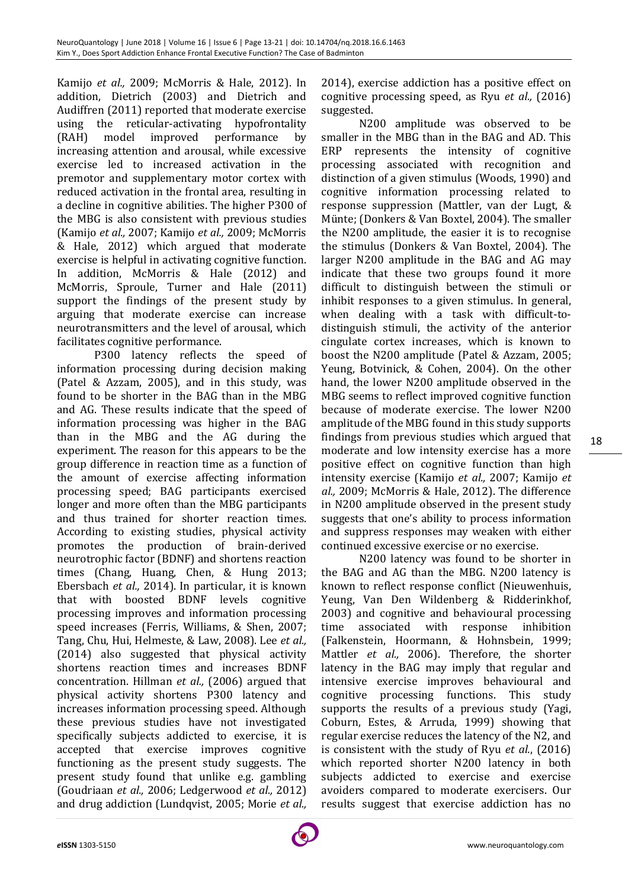Kamijo *et al.,* 2009; McMorris & Hale, 2012). In addition, Dietrich (2003) and Dietrich and Audiffren (2011) reported that moderate exercise using the reticular-activating hypofrontality (RAH) model improved performance by increasing attention and arousal, while excessive exercise led to increased activation in the premotor and supplementary motor cortex with reduced activation in the frontal area, resulting in a decline in cognitive abilities. The higher P300 of the MBG is also consistent with previous studies (Kamijo *et al.,* 2007; Kamijo *et al.,* 2009; McMorris & Hale, 2012) which argued that moderate exercise is helpful in activating cognitive function. In addition, McMorris & Hale (2012) and McMorris, Sproule, Turner and Hale (2011) support the findings of the present study by arguing that moderate exercise can increase neurotransmitters and the level of arousal, which facilitates cognitive performance.

P300 latency reflects the speed of information processing during decision making (Patel & Azzam, 2005), and in this study, was found to be shorter in the BAG than in the MBG and AG. These results indicate that the speed of information processing was higher in the BAG than in the MBG and the AG during the experiment. The reason for this appears to be the group difference in reaction time as a function of the amount of exercise affecting information processing speed; BAG participants exercised longer and more often than the MBG participants and thus trained for shorter reaction times. According to existing studies, physical activity promotes the production of brain-derived neurotrophic factor (BDNF) and shortens reaction times (Chang, Huang, Chen, & Hung 2013; Ebersbach *et al.,* 2014). In particular, it is known that with boosted BDNF levels cognitive processing improves and information processing speed increases (Ferris, Williams, & Shen, 2007; Tang, Chu, Hui, Helmeste, & Law, 2008). Lee *et al.,* (2014) also suggested that physical activity shortens reaction times and increases BDNF concentration. Hillman *et al.,* (2006) argued that physical activity shortens P300 latency and increases information processing speed. Although these previous studies have not investigated specifically subjects addicted to exercise, it is accepted that exercise improves cognitive functioning as the present study suggests. The present study found that unlike e.g. gambling (Goudriaan *et al.,* 2006; Ledgerwood *et al.,* 2012) and drug addiction (Lundqvist, 2005; Morie *et al.,* 2014), exercise addiction has a positive effect on cognitive processing speed, as Ryu *et al.,* (2016) suggested.

N200 amplitude was observed to be smaller in the MBG than in the BAG and AD. This ERP represents the intensity of cognitive processing associated with recognition and distinction of a given stimulus (Woods, 1990) and cognitive information processing related to response suppression (Mattler, van der Lugt, & Münte; (Donkers & Van Boxtel, 2004). The smaller the N200 amplitude, the easier it is to recognise the stimulus (Donkers & Van Boxtel, 2004). The larger N200 amplitude in the BAG and AG may indicate that these two groups found it more difficult to distinguish between the stimuli or inhibit responses to a given stimulus. In general, when dealing with a task with difficult-to-distinguish stimuli, the activity of the anterior cingulate cortex increases, which is known to boost the N200 amplitude (Patel & Azzam, 2005; Yeung, Botvinick, & Cohen, 2004). On the other hand, the lower N200 amplitude observed in the MBG seems to reflect improved cognitive function because of moderate exercise. The lower N200 amplitude of the MBG found in this study supports findings from previous studies which argued that moderate and low intensity exercise has a more positive effect on cognitive function than high intensity exercise (Kamijo *et al.,* 2007; Kamijo *et al.,* 2009; McMorris & Hale, 2012). The difference in N200 amplitude observed in the present study suggests that one's ability to process information and suppress responses may weaken with either continued excessive exercise or no exercise.

N200 latency was found to be shorter in the BAG and AG than the MBG. N200 latency is known to reflect response conflict (Nieuwenhuis, Yeung, Van Den Wildenberg & Ridderinkhof, 2003) and cognitive and behavioural processing time associated with response inhibition (Falkenstein, Hoormann, & Hohnsbein, 1999; Mattler *et al.,* 2006). Therefore, the shorter latency in the BAG may imply that regular and intensive exercise improves behavioural and cognitive processing functions. This study supports the results of a previous study (Yagi, Coburn, Estes, & Arruda, 1999) showing that regular exercise reduces the latency of the N2, and is consistent with the study of Ryu *et al.*, (2016) which reported shorter N200 latency in both subjects addicted to exercise and exercise avoiders compared to moderate exercisers. Our results suggest that exercise addiction has no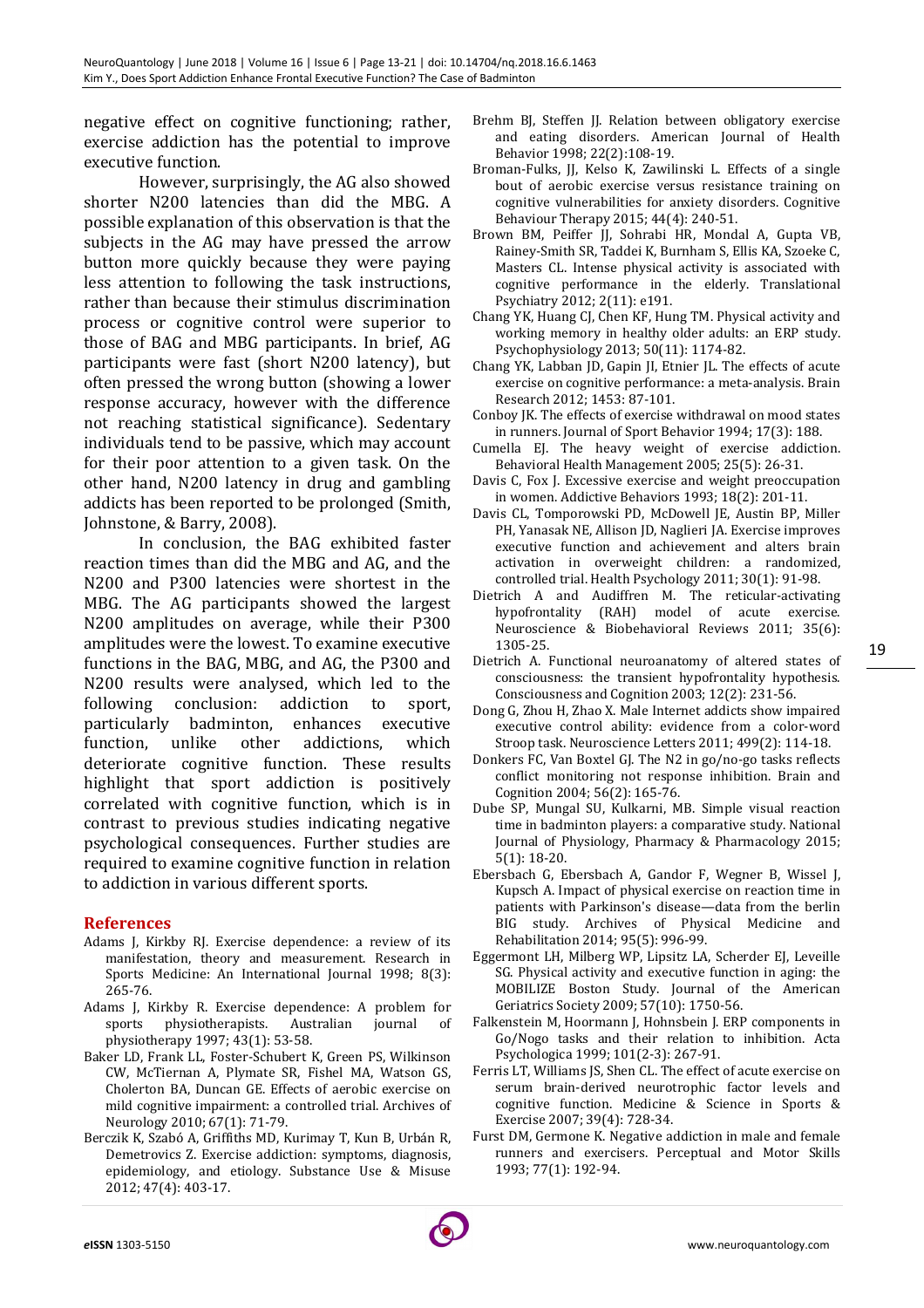negative effect on cognitive functioning; rather, exercise addiction has the potential to improve executive function.

However, surprisingly, the AG also showed shorter N200 latencies than did the MBG. A possible explanation of this observation is that the subjects in the AG may have pressed the arrow button more quickly because they were paying less attention to following the task instructions, rather than because their stimulus discrimination process or cognitive control were superior to those of BAG and MBG participants. In brief, AG participants were fast (short N200 latency), but often pressed the wrong button (showing a lower response accuracy, however with the difference not reaching statistical significance). Sedentary individuals tend to be passive, which may account for their poor attention to a given task. On the other hand, N200 latency in drug and gambling addicts has been reported to be prolonged (Smith, Johnstone, & Barry, 2008).

In conclusion, the BAG exhibited faster reaction times than did the MBG and AG, and the N200 and P300 latencies were shortest in the MBG. The AG participants showed the largest N200 amplitudes on average, while their P300 amplitudes were the lowest. To examine executive functions in the BAG, MBG, and AG, the P300 and N200 results were analysed, which led to the following conclusion: addiction to sport, particularly badminton, enhances executive function, unlike other addictions, which deteriorate cognitive function. These results highlight that sport addiction is positively correlated with cognitive function, which is in contrast to previous studies indicating negative psychological consequences. Further studies are required to examine cognitive function in relation to addiction in various different sports.

## References

Adams J, Kirkby RJ. Exercise dependence: a review of its manifestation, theory and measurement. Research in Sports Medicine: An International Journal 1998; 8(3): 265-76.

Adams J, Kirkby R. Exercise dependence: A problem for sports physiotherapists. Australian journal of physiotherapy 1997; 43(1): 53-58.

Baker LD, Frank LL, Foster-Schubert K, Green PS, Wilkinson CW, McTiernan A, Plymate SR, Fishel MA, Watson GS, Cholerton BA, Duncan GE. Effects of aerobic exercise on mild cognitive impairment: a controlled trial. Archives of Neurology 2010; 67(1): 71-79.

Berczik K, Szabó A, Griffiths MD, Kurimay T, Kun B, Urbán R, Demetrovics Z. Exercise addiction: symptoms, diagnosis, epidemiology, and etiology. Substance Use & Misuse 2012; 47(4): 403-17.

Brehm BJ, Steffen JJ. Relation between obligatory exercise and eating disorders. American Journal of Health Behavior 1998; 22(2):108-19.

Broman-Fulks, JJ, Kelso K, Zawilinski L. Effects of a single bout of aerobic exercise versus resistance training on cognitive vulnerabilities for anxiety disorders. Cognitive Behaviour Therapy 2015; 44(4): 240-51.

Brown BM, Peiffer JJ, Sohrabi HR, Mondal A, Gupta VB, Rainey-Smith SR, Taddei K, Burnham S, Ellis KA, Szoeke C, Masters CL. Intense physical activity is associated with cognitive performance in the elderly. Translational Psychiatry 2012; 2(11): e191.

Chang YK, Huang CJ, Chen KF, Hung TM. Physical activity and working memory in healthy older adults: an ERP study. Psychophysiology 2013; 50(11): 1174-82.

Chang YK, Labban JD, Gapin JI, Etnier JL. The effects of acute exercise on cognitive performance: a meta-analysis. Brain Research 2012; 1453: 87-101.

Conboy JK. The effects of exercise withdrawal on mood states in runners. Journal of Sport Behavior 1994; 17(3): 188.

Cumella EJ. The heavy weight of exercise addiction. Behavioral Health Management 2005; 25(5): 26-31.

Davis C, Fox J. Excessive exercise and weight preoccupation in women. Addictive Behaviors 1993; 18(2): 201-11.

Davis CL, Tomporowski PD, McDowell JE, Austin BP, Miller PH, Yanasak NE, Allison JD, Naglieri JA. Exercise improves executive function and achievement and alters brain activation in overweight children: a randomized, controlled trial. Health Psychology 2011; 30(1): 91-98.

Dietrich A and Audiffren M. The reticular-activating hypofrontality (RAH) model of acute exercise. Neuroscience & Biobehavioral Reviews 2011; 35(6): 1305-25.

Dietrich A. Functional neuroanatomy of altered states of consciousness: the transient hypofrontality hypothesis. Consciousness and Cognition 2003; 12(2): 231-56.

Dong G, Zhou H, Zhao X. Male Internet addicts show impaired executive control ability: evidence from a color-word Stroop task. Neuroscience Letters 2011; 499(2): 114-18.

Donkers FC, Van Boxtel GJ. The N2 in go/no-go tasks reflects conflict monitoring not response inhibition. Brain and Cognition 2004; 56(2): 165-76.

Dube SP, Mungal SU, Kulkarni, MB. Simple visual reaction time in badminton players: a comparative study. National Journal of Physiology, Pharmacy & Pharmacology 2015; 5(1): 18-20.

Ebersbach G, Ebersbach A, Gandor F, Wegner B, Wissel J, Kupsch A. Impact of physical exercise on reaction time in patients with Parkinson's disease—data from the berlin BIG study. Archives of Physical Medicine and Rehabilitation 2014; 95(5): 996-99.

Eggermont LH, Milberg WP, Lipsitz LA, Scherder EJ, Leveille SG. Physical activity and executive function in aging: the MOBILIZE Boston Study. Journal of the American Geriatrics Society 2009; 57(10): 1750-56.

Falkenstein M, Hoormann J, Hohnsbein J. ERP components in Go/Nogo tasks and their relation to inhibition. Acta Psychologica 1999; 101(2-3): 267-91.

Ferris LT, Williams JS, Shen CL. The effect of acute exercise on serum brain-derived neurotrophic factor levels and cognitive function. Medicine & Science in Sports & Exercise 2007; 39(4): 728-34.

Furst DM, Germone K. Negative addiction in male and female runners and exercisers. Perceptual and Motor Skills 1993; 77(1): 192-94.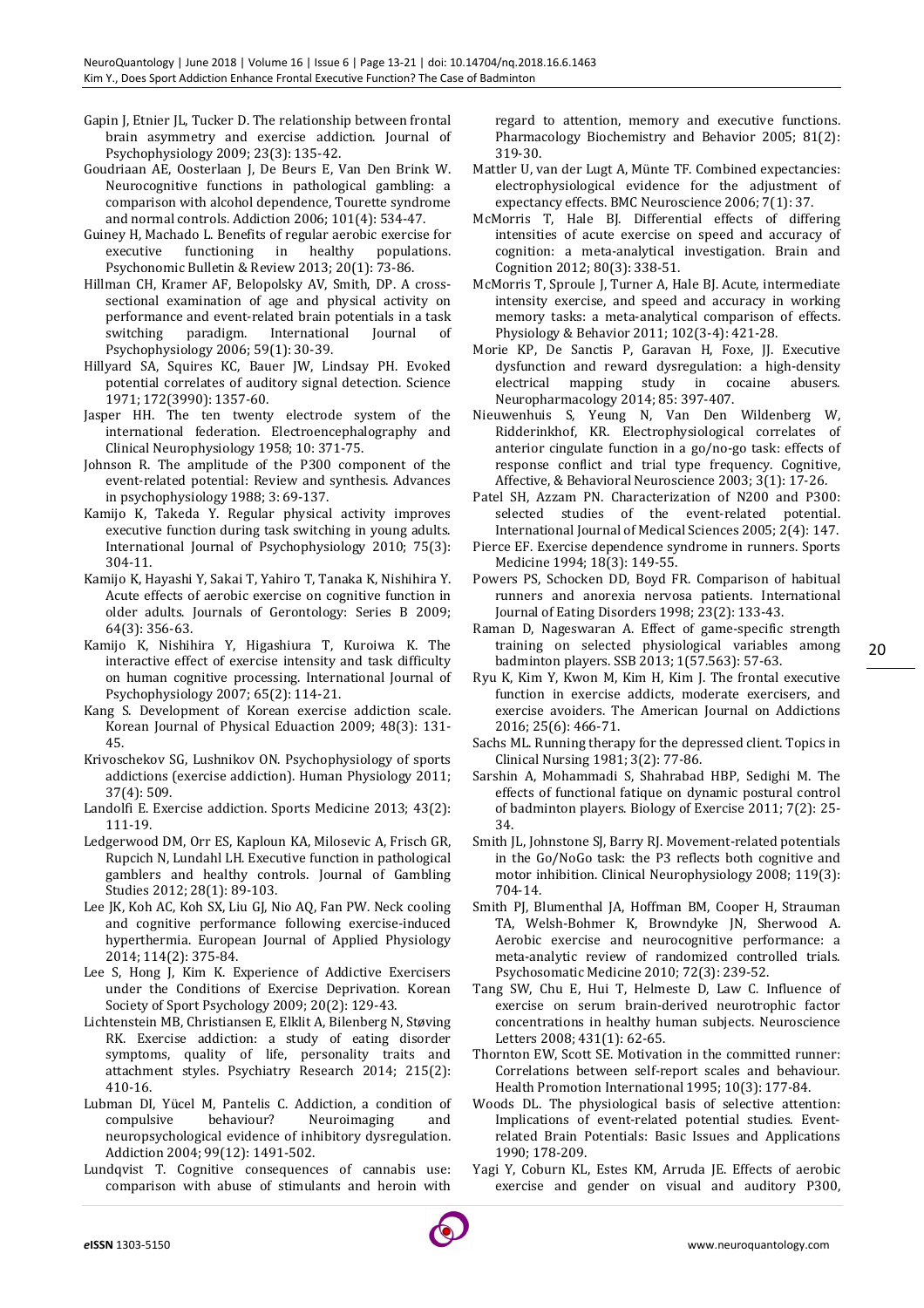Gapin J, Etnier JL, Tucker D. The relationship between frontal brain asymmetry and exercise addiction. Journal of Psychophysiology 2009; 23(3): 135-42.

Goudriaan AE, Oosterlaan J, De Beurs E, Van Den Brink W. Neurocognitive functions in pathological gambling: a comparison with alcohol dependence, Tourette syndrome and normal controls. Addiction 2006; 101(4): 534-47.

Guiney H, Machado L. Benefits of regular aerobic exercise for executive functioning in healthy populations. Psychonomic Bulletin & Review 2013; 20(1): 73-86.

Hillman CH, Kramer AF, Belopolsky AV, Smith, DP. A cross-sectional examination of age and physical activity on performance and event-related brain potentials in a task switching paradigm. International Journal of Psychophysiology 2006; 59(1): 30-39.

Hillyard SA, Squires KC, Bauer JW, Lindsay PH. Evoked potential correlates of auditory signal detection. Science 1971; 172(3990): 1357-60.

Jasper HH. The ten twenty electrode system of the international federation. Electroencephalography and Clinical Neurophysiology 1958; 10: 371-75.

Johnson R. The amplitude of the P300 component of the event-related potential: Review and synthesis. Advances in psychophysiology 1988; 3: 69-137.

Kamijo K, Takeda Y. Regular physical activity improves executive function during task switching in young adults. International Journal of Psychophysiology 2010; 75(3): 304-11.

Kamijo K, Hayashi Y, Sakai T, Yahiro T, Tanaka K, Nishihira Y. Acute effects of aerobic exercise on cognitive function in older adults. Journals of Gerontology: Series B 2009; 64(3): 356-63.

Kamijo K, Nishihira Y, Higashiura T, Kuroiwa K. The interactive effect of exercise intensity and task difficulty on human cognitive processing. International Journal of Psychophysiology 2007; 65(2): 114-21.

Kang S. Development of Korean exercise addiction scale. Korean Journal of Physical Eduaction 2009; 48(3): 131-45.

Krivoschekov SG, Lushnikov ON. Psychophysiology of sports addictions (exercise addiction). Human Physiology 2011; 37(4): 509.

Landolfi E. Exercise addiction. Sports Medicine 2013; 43(2): 111-19.

Ledgerwood DM, Orr ES, Kaploun KA, Milosevic A, Frisch GR, Rupcich N, Lundahl LH. Executive function in pathological gamblers and healthy controls. Journal of Gambling Studies 2012; 28(1): 89-103.

Lee JK, Koh AC, Koh SX, Liu GJ, Nio AQ, Fan PW. Neck cooling and cognitive performance following exercise-induced hyperthermia. European Journal of Applied Physiology 2014; 114(2): 375-84.

Lee S, Hong J, Kim K. Experience of Addictive Exercisers under the Conditions of Exercise Deprivation. Korean Society of Sport Psychology 2009; 20(2): 129-43.

Lichtenstein MB, Christiansen E, Elklit A, Bilenberg N, Støving RK. Exercise addiction: a study of eating disorder symptoms, quality of life, personality traits and attachment styles. Psychiatry Research 2014; 215(2): 410-16.

Lubman DI, Yücel M, Pantelis C. Addiction, a condition of compulsive behaviour? Neuroimaging and neuropsychological evidence of inhibitory dysregulation. Addiction 2004; 99(12): 1491-502.

Lundqvist T. Cognitive consequences of cannabis use: comparison with abuse of stimulants and heroin with regard to attention, memory and executive functions. Pharmacology Biochemistry and Behavior 2005; 81(2): 319-30.

Mattler U, van der Lugt A, Münte TF. Combined expectancies: electrophysiological evidence for the adjustment of expectancy effects. BMC Neuroscience 2006; 7(1): 37.

McMorris T, Hale BJ. Differential effects of differing intensities of acute exercise on speed and accuracy of cognition: a meta-analytical investigation. Brain and Cognition 2012; 80(3): 338-51.

McMorris T, Sproule J, Turner A, Hale BJ. Acute, intermediate intensity exercise, and speed and accuracy in working memory tasks: a meta-analytical comparison of effects. Physiology & Behavior 2011; 102(3-4): 421-28.

Morie KP, De Sanctis P, Garavan H, Foxe, JJ. Executive dysfunction and reward dysregulation: a high-density electrical mapping study in cocaine abusers. Neuropharmacology 2014; 85: 397-407.

Nieuwenhuis S, Yeung N, Van Den Wildenberg W, Ridderinkhof, KR. Electrophysiological correlates of anterior cingulate function in a go/no-go task: effects of response conflict and trial type frequency. Cognitive, Affective, & Behavioral Neuroscience 2003; 3(1): 17-26.

Patel SH, Azzam PN. Characterization of N200 and P300: selected studies of the event-related potential. International Journal of Medical Sciences 2005; 2(4): 147.

Pierce EF. Exercise dependence syndrome in runners. Sports Medicine 1994; 18(3): 149-55.

Powers PS, Schocken DD, Boyd FR. Comparison of habitual runners and anorexia nervosa patients. International Journal of Eating Disorders 1998; 23(2): 133-43.

Raman D, Nageswaran A. Effect of game-specific strength training on selected physiological variables among badminton players. SSB 2013; 1(57.563): 57-63.

Ryu K, Kim Y, Kwon M, Kim H, Kim J. The frontal executive function in exercise addicts, moderate exercisers, and exercise avoiders. The American Journal on Addictions 2016; 25(6): 466-71.

Sachs ML. Running therapy for the depressed client. Topics in Clinical Nursing 1981; 3(2): 77-86.

Sarshin A, Mohammadi S, Shahrabad HBP, Sedighi M. The effects of functional fatique on dynamic postural control of badminton players. Biology of Exercise 2011; 7(2): 25-34.

Smith JL, Johnstone SJ, Barry RJ. Movement-related potentials in the Go/NoGo task: the P3 reflects both cognitive and motor inhibition. Clinical Neurophysiology 2008; 119(3): 704-14.

Smith PJ, Blumenthal JA, Hoffman BM, Cooper H, Strauman TA, Welsh-Bohmer K, Browndyke JN, Sherwood A. Aerobic exercise and neurocognitive performance: a meta-analytic review of randomized controlled trials. Psychosomatic Medicine 2010; 72(3): 239-52.

Tang SW, Chu E, Hui T, Helmeste D, Law C. Influence of exercise on serum brain-derived neurotrophic factor concentrations in healthy human subjects. Neuroscience Letters 2008; 431(1): 62-65.

Thornton EW, Scott SE. Motivation in the committed runner: Correlations between self-report scales and behaviour. Health Promotion International 1995; 10(3): 177-84.

Woods DL. The physiological basis of selective attention: Implications of event-related potential studies. Event-related Brain Potentials: Basic Issues and Applications 1990; 178-209.

Yagi Y, Coburn KL, Estes KM, Arruda JE. Effects of aerobic exercise and gender on visual and auditory P300,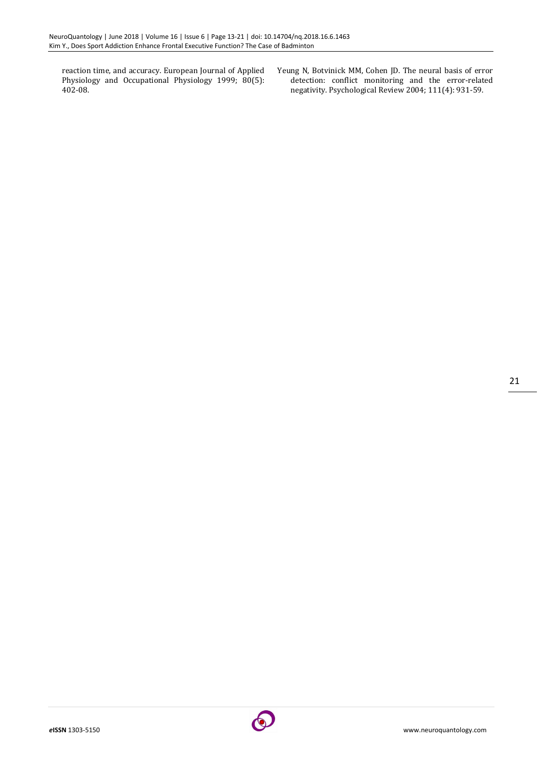reaction time, and accuracy. European Journal of Applied Physiology and Occupational Physiology 1999; 80(5): 402-08.

Yeung N, Botvinick MM, Cohen JD. The neural basis of error detection: conflict monitoring and the error-related negativity. Psychological Review 2004; 111(4): 931-59.